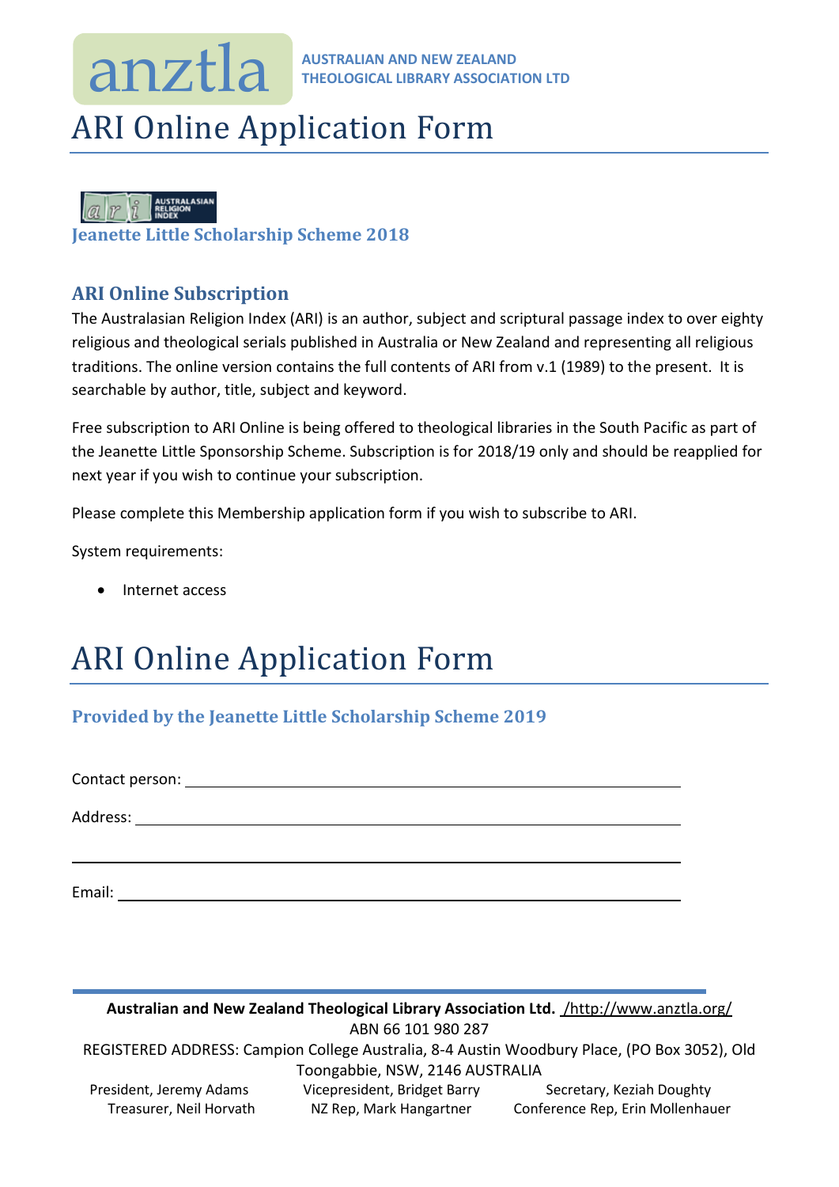anztla

**AUSTRALIAN AND NEW ZEALAND THEOLOGICAL LIBRARY ASSOCIATION LTD**

# ARI Online Application Form

### Jeanette Little Scholarship Scheme 2018

## ARI Online Subscription

The Australasian Religion Index (ARI) is an author, subject and scriptural passage index to over eighty religious and theological serials published in Australia or New Zealand and representing all religious traditions. The online version contains the full contents of ARI from v.1 (1989) to the present. It is searchable by author, title, subject and keyword.

Free subscription to ARI Online is being offered to theological libraries in the South Pacific as part of the Jeanette Little Sponsorship Scheme. Subscription is for 2018/19 only and should be reapplied for next year if you wish to continue your subscription.

Please complete this Membership application form if you wish to subscribe to ARI.

System requirements:

- Internet access

# ARI Online Application Form

### Provided by the Jeanette Little Scholarship Scheme 2019

Contact person: ______________________________________________

Address: ______________________________________________

______________________________________________

Email: ______________________________________________

**Australian and New Zealand Theological Library Association Ltd.** /http://www.anztla.org/
ABN 66 101 980 287
REGISTERED ADDRESS: Campion College Australia, 8-4 Austin Woodbury Place, (PO Box 3052), Old Toongabbie, NSW, 2146 AUSTRALIA

President, Jeremy Adams | Vicepresident, Bridget Barry | Secretary, Keziah Doughty
Treasurer, Neil Horvath | NZ Rep, Mark Hangartner | Conference Rep, Erin Mollenhauer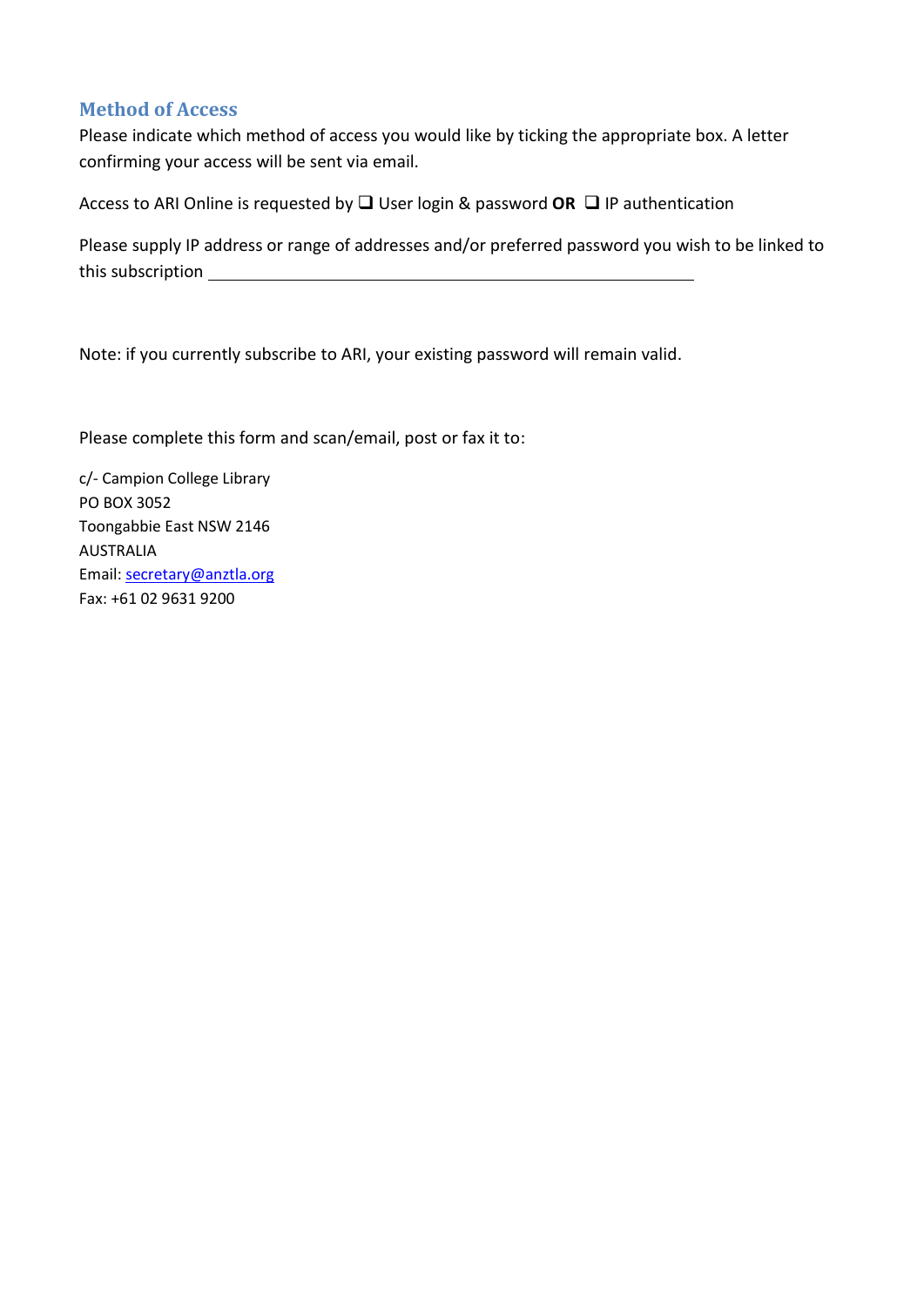## Method of Access

Please indicate which method of access you would like by ticking the appropriate box. A letter confirming your access will be sent via email.

Access to ARI Online is requested by ❑ User login & password **OR** ❑ IP authentication

Please supply IP address or range of addresses and/or preferred password you wish to be linked to this subscription \_\_\_\_\_\_\_\_\_\_\_\_\_\_\_\_\_\_\_\_\_\_\_\_\_\_\_\_\_\_\_\_\_\_\_\_\_\_\_\_\_\_\_\_

Note: if you currently subscribe to ARI, your existing password will remain valid.

Please complete this form and scan/email, post or fax it to:

c/- Campion College Library
PO BOX 3052
Toongabbie East NSW 2146
AUSTRALIA
Email: secretary@anztla.org
Fax: +61 02 9631 9200